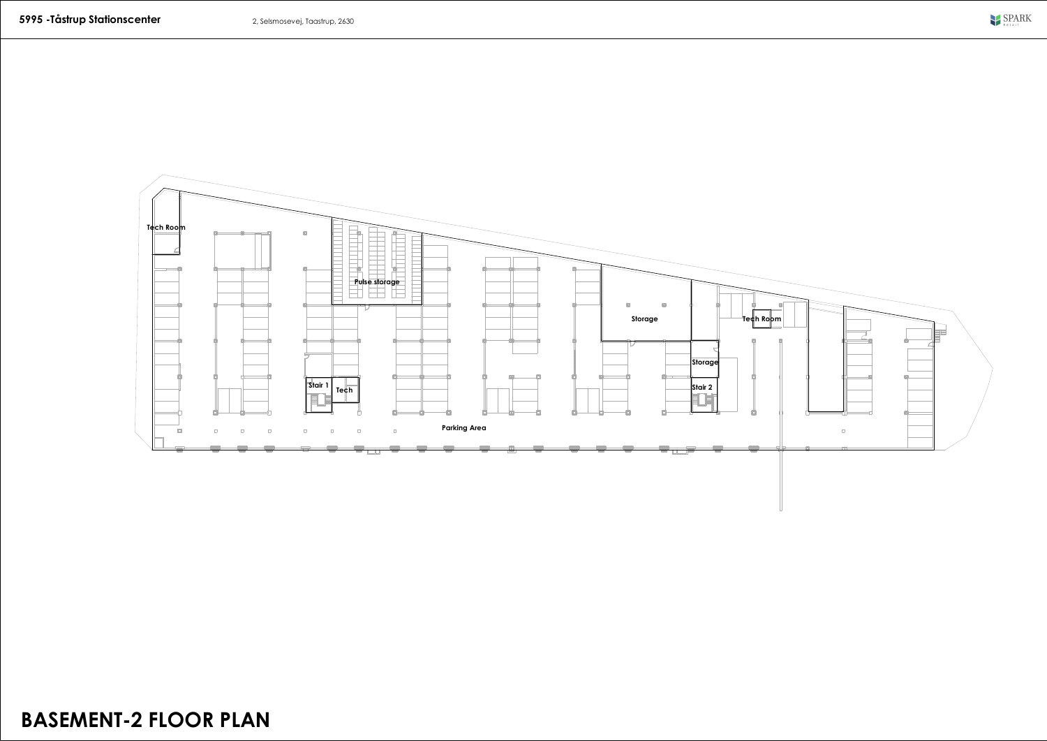# 5995 -Tåstrup Stationscenter

2, Selsmosevej, Taastrup, 2630

Tech Room

Pulse storage

Storage

Tech Room

Storage

Stair 1

Tech

Stair 2

Parking Area

# BASEMENT-2 FLOOR PLAN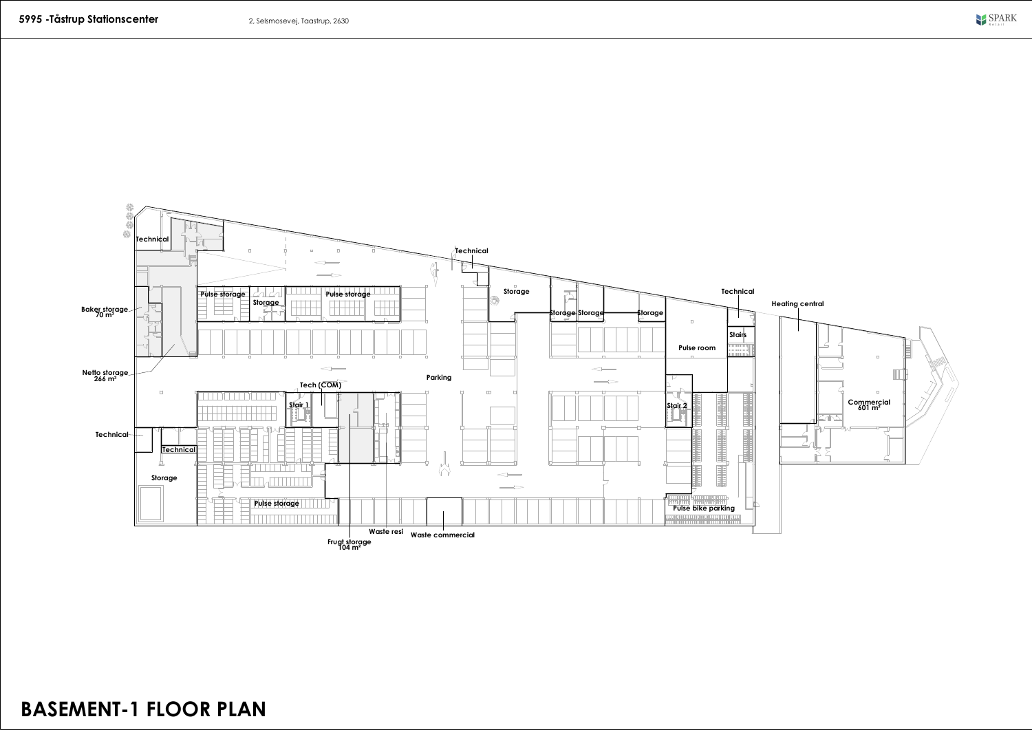5995 -Tåstrup Stationscenter

2, Selsmosevej, Taastrup, 2630

Technical

Technical

Technical

Heating central

Baker storage
70 m²

Pulse storage

Storage

Pulse storage

Storage

Storage

Storage

Storage

Stairs

Pulse room

Netto storage
266 m²

Tech (COM)

Parking

Stair 1

Stair 2

Commercial
601 m²

Technical

Technical

Storage

Pulse storage

Pulse bike parking

Waste resi

Waste commercial

Frugt storage
104 m²

# BASEMENT-1 FLOOR PLAN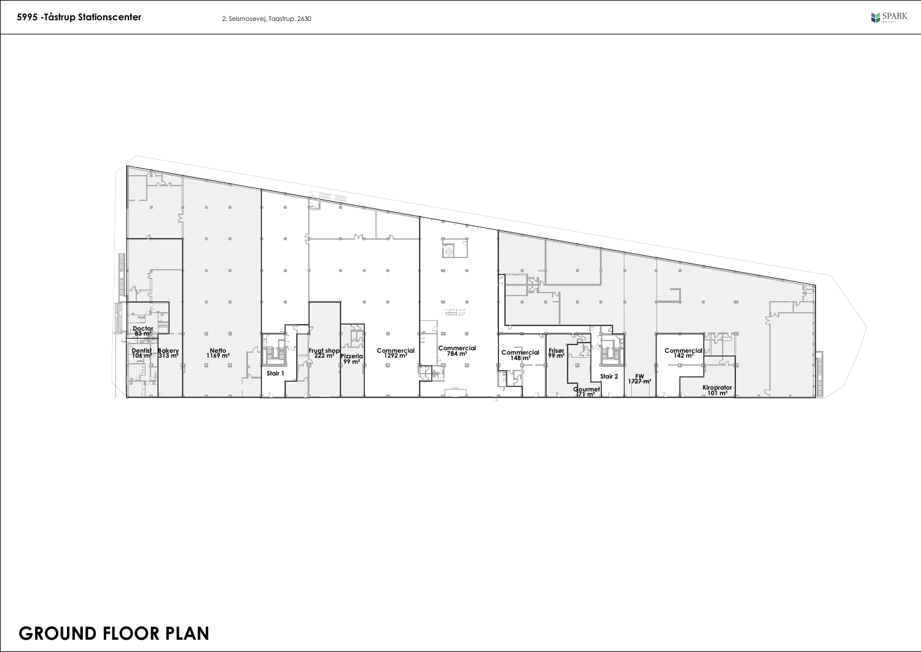# 5995 -Tåstrup Stationscenter

2, Selsmosevej, Taastrup, 2630

Doctor
83 m²

Dentist
106 m²

Bakery
313 m²

Netto
1169 m²

Stair 1

Frugt shop
222 m²

Pizzeria
99 m²

Commercial
1292 m²

Commercial
784 m²

Commercial
148 m²

Frisør
99 m²

Gourmet
71 m²

Stair 2

FW
1727 m²

Commercial
142 m²

Kiroprator
101 m²

# GROUND FLOOR PLAN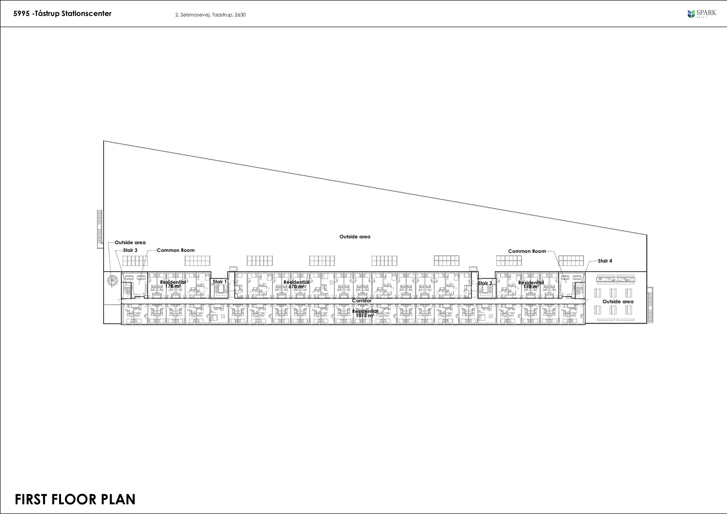**5995 -Tåstrup Stationscenter**

2, Selsmosevej, Taastrup, 2630

Outside area

Stair 3

Common Room

Outside area

Common Room

Stair 4

Residential 178 m²

Stair 1

Residential 670 m²

Stair 2

Residential 178 m²

Corridor

Outside area

Residential 1013 m²

# FIRST FLOOR PLAN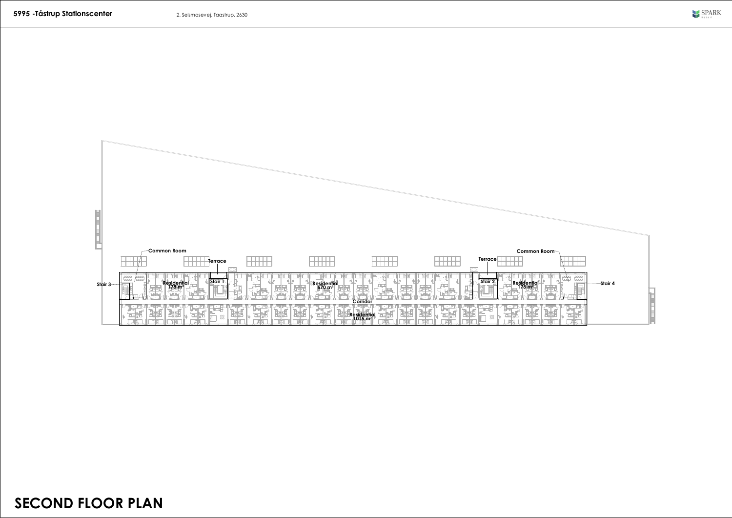**5995 -Tåstrup Stationscenter** 2, Selsmosevej, Taastrup, 2630

Common Room

Terrace

Stair 3

Residential
178 m²

Stair 1

Residential
670 m²

Terrace

Stair 2

Residential
178 m²

Common Room

Stair 4

Corridor

Residential
1015 m²

# SECOND FLOOR PLAN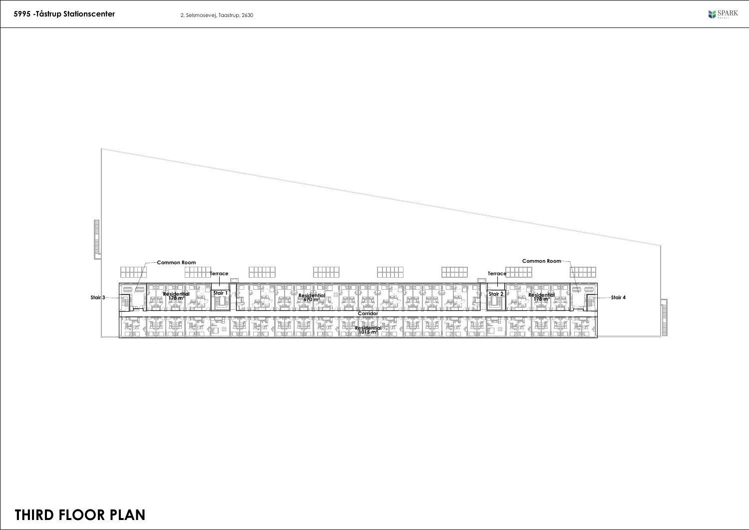**5995 -Tåstrup Stationscenter**

2, Selsmosevej, Taastrup, 2630

SPARK

Common Room

Terrace

Stair 3

Residential 178 m²

Stair 1

Residential 670 m²

Terrace

Common Room

Stair 2

Residential 178 m²

Stair 4

Corridor

Residential 1015 m²

# THIRD FLOOR PLAN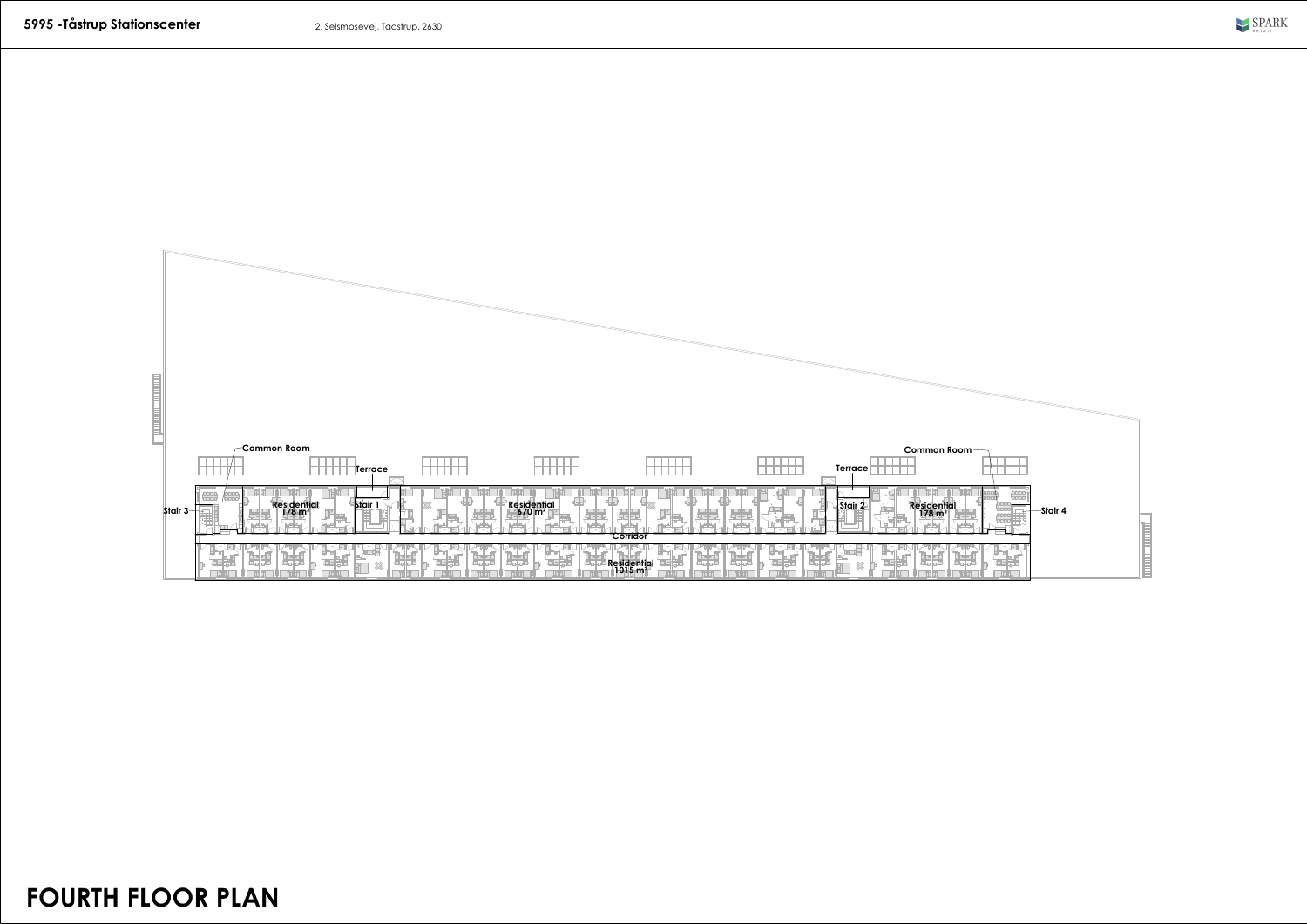**5995 -Tåstrup Stationscenter**

2, Selsmosevej, Taastrup, 2630

SPARK Retail

Common Room

Terrace

Terrace

Common Room

Stair 3

Residential
178 m²

Stair 1

Residential
670 m²

Stair 2

Residential
178 m²

Stair 4

Corridor

Residential
1015 m²

# FOURTH FLOOR PLAN